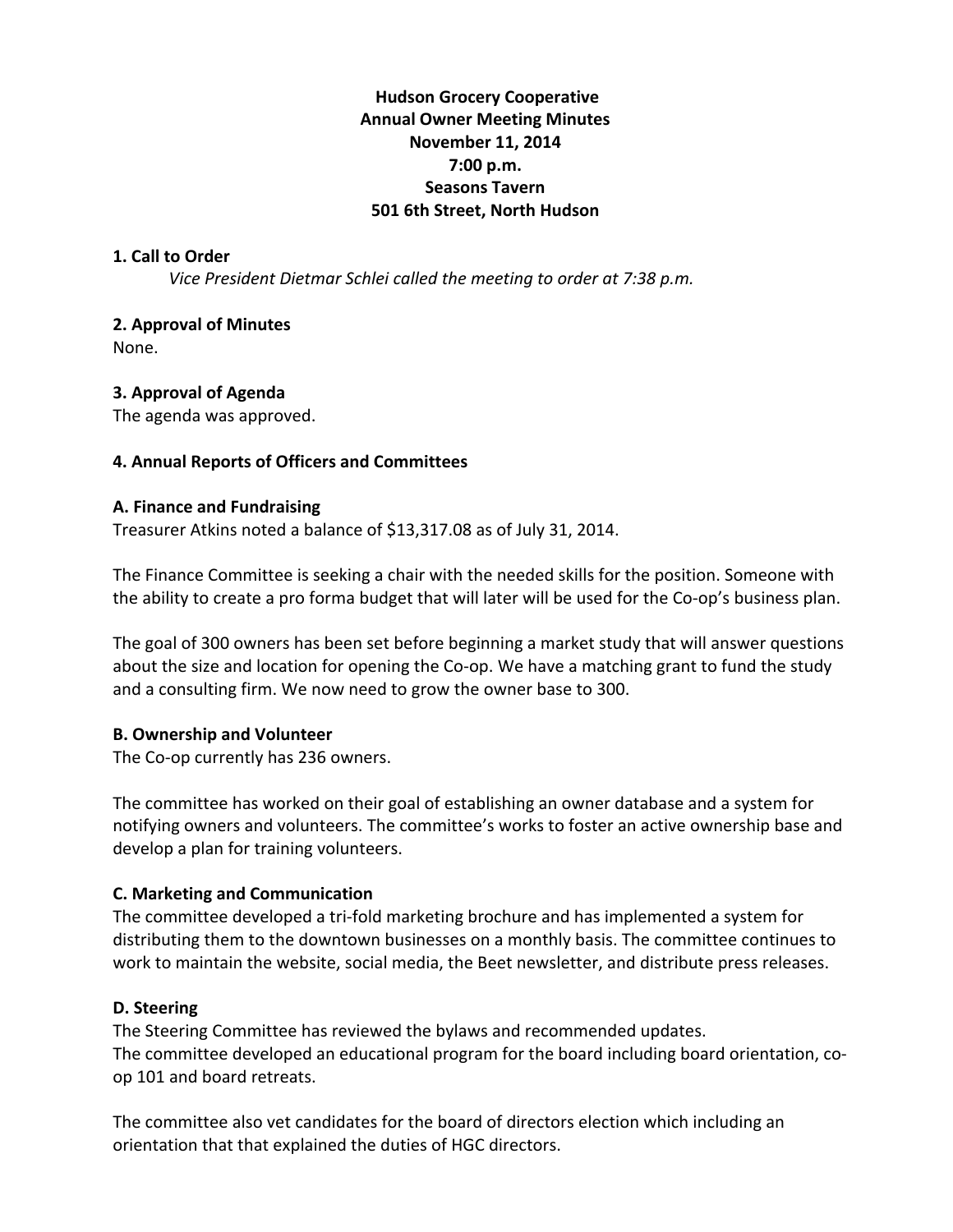**Hudson Grocery Cooperative**
**Annual Owner Meeting Minutes**
**November 11, 2014**
**7:00 p.m.**
**Seasons Tavern**
**501 6th Street, North Hudson**

**1. Call to Order**

*Vice President Dietmar Schlei called the meeting to order at 7:38 p.m.*

**2. Approval of Minutes**

None.

**3. Approval of Agenda**

The agenda was approved.

**4. Annual Reports of Officers and Committees**

**A. Finance and Fundraising**

Treasurer Atkins noted a balance of $13,317.08 as of July 31, 2014.

The Finance Committee is seeking a chair with the needed skills for the position. Someone with the ability to create a pro forma budget that will later will be used for the Co-op's business plan.

The goal of 300 owners has been set before beginning a market study that will answer questions about the size and location for opening the Co-op. We have a matching grant to fund the study and a consulting firm. We now need to grow the owner base to 300.

**B. Ownership and Volunteer**

The Co-op currently has 236 owners.

The committee has worked on their goal of establishing an owner database and a system for notifying owners and volunteers. The committee's works to foster an active ownership base and develop a plan for training volunteers.

**C. Marketing and Communication**

The committee developed a tri-fold marketing brochure and has implemented a system for distributing them to the downtown businesses on a monthly basis. The committee continues to work to maintain the website, social media, the Beet newsletter, and distribute press releases.

**D. Steering**

The Steering Committee has reviewed the bylaws and recommended updates.
The committee developed an educational program for the board including board orientation, co-op 101 and board retreats.

The committee also vet candidates for the board of directors election which including an orientation that that explained the duties of HGC directors.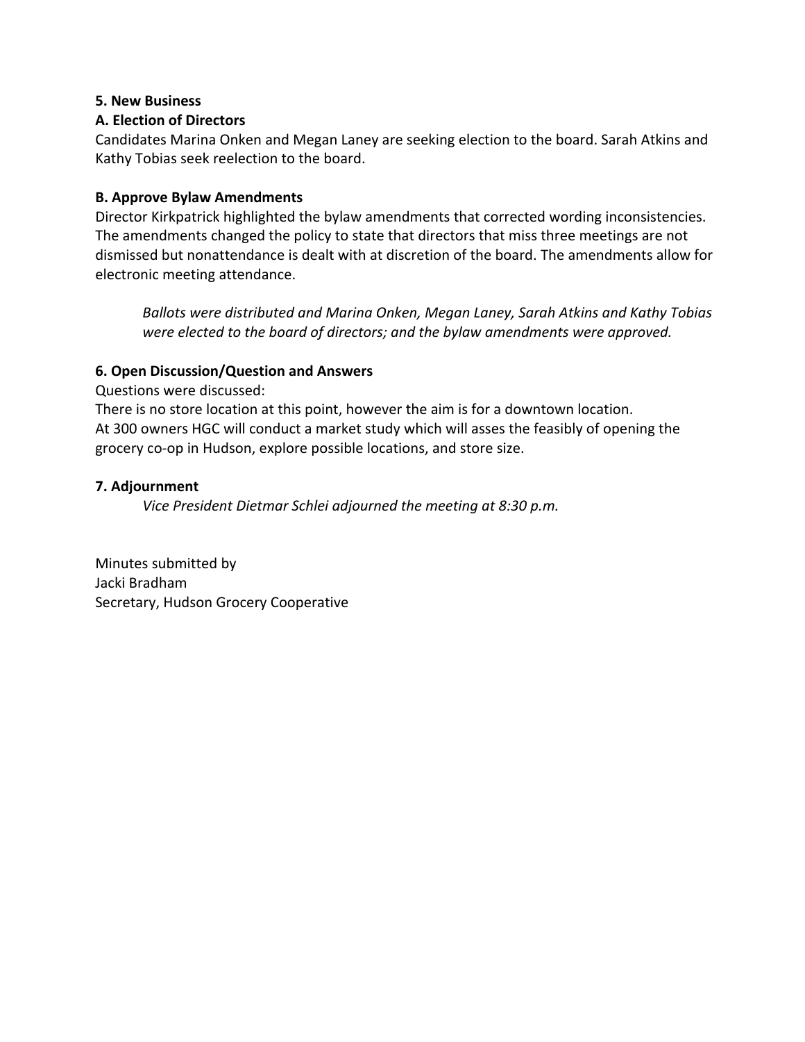**5. New Business**

**A. Election of Directors**

Candidates Marina Onken and Megan Laney are seeking election to the board. Sarah Atkins and Kathy Tobias seek reelection to the board.

**B. Approve Bylaw Amendments**

Director Kirkpatrick highlighted the bylaw amendments that corrected wording inconsistencies. The amendments changed the policy to state that directors that miss three meetings are not dismissed but nonattendance is dealt with at discretion of the board. The amendments allow for electronic meeting attendance.

> *Ballots were distributed and Marina Onken, Megan Laney, Sarah Atkins and Kathy Tobias were elected to the board of directors; and the bylaw amendments were approved.*

**6. Open Discussion/Question and Answers**

Questions were discussed:

There is no store location at this point, however the aim is for a downtown location.

At 300 owners HGC will conduct a market study which will asses the feasibly of opening the grocery co-op in Hudson, explore possible locations, and store size.

**7. Adjournment**

> *Vice President Dietmar Schlei adjourned the meeting at 8:30 p.m.*

Minutes submitted by
Jacki Bradham
Secretary, Hudson Grocery Cooperative